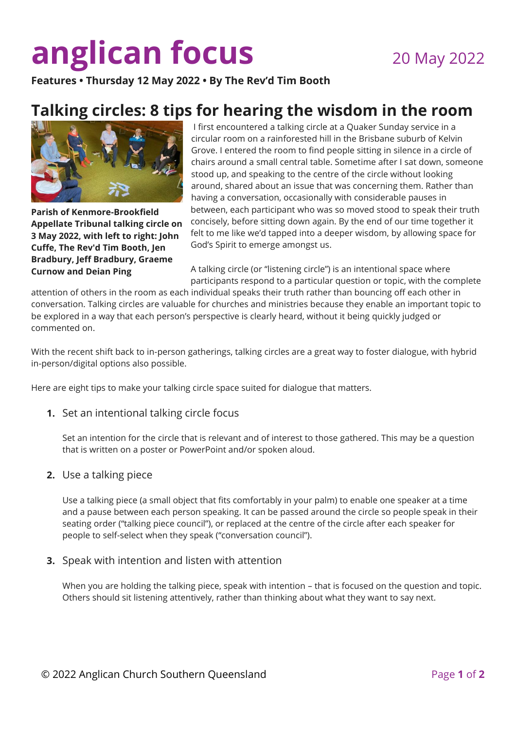# anglican focus

20 May 2022

**Features • Thursday 12 May 2022 • By The Rev'd Tim Booth**

## Talking circles: 8 tips for hearing the wisdom in the room

**Parish of Kenmore-Brookfield Appellate Tribunal talking circle on 3 May 2022, with left to right: John Cuffe, The Rev'd Tim Booth, Jen Bradbury, Jeff Bradbury, Graeme Curnow and Deian Ping**

I first encountered a talking circle at a Quaker Sunday service in a circular room on a rainforested hill in the Brisbane suburb of Kelvin Grove. I entered the room to find people sitting in silence in a circle of chairs around a small central table. Sometime after I sat down, someone stood up, and speaking to the centre of the circle without looking around, shared about an issue that was concerning them. Rather than having a conversation, occasionally with considerable pauses in between, each participant who was so moved stood to speak their truth concisely, before sitting down again. By the end of our time together it felt to me like we'd tapped into a deeper wisdom, by allowing space for God's Spirit to emerge amongst us.

A talking circle (or "listening circle") is an intentional space where participants respond to a particular question or topic, with the complete attention of others in the room as each individual speaks their truth rather than bouncing off each other in conversation. Talking circles are valuable for churches and ministries because they enable an important topic to be explored in a way that each person's perspective is clearly heard, without it being quickly judged or commented on.

With the recent shift back to in-person gatherings, talking circles are a great way to foster dialogue, with hybrid in-person/digital options also possible.

Here are eight tips to make your talking circle space suited for dialogue that matters.

1. Set an intentional talking circle focus

   Set an intention for the circle that is relevant and of interest to those gathered. This may be a question that is written on a poster or PowerPoint and/or spoken aloud.

2. Use a talking piece

   Use a talking piece (a small object that fits comfortably in your palm) to enable one speaker at a time and a pause between each person speaking. It can be passed around the circle so people speak in their seating order ("talking piece council"), or replaced at the centre of the circle after each speaker for people to self-select when they speak ("conversation council").

3. Speak with intention and listen with attention

   When you are holding the talking piece, speak with intention – that is focused on the question and topic. Others should sit listening attentively, rather than thinking about what they want to say next.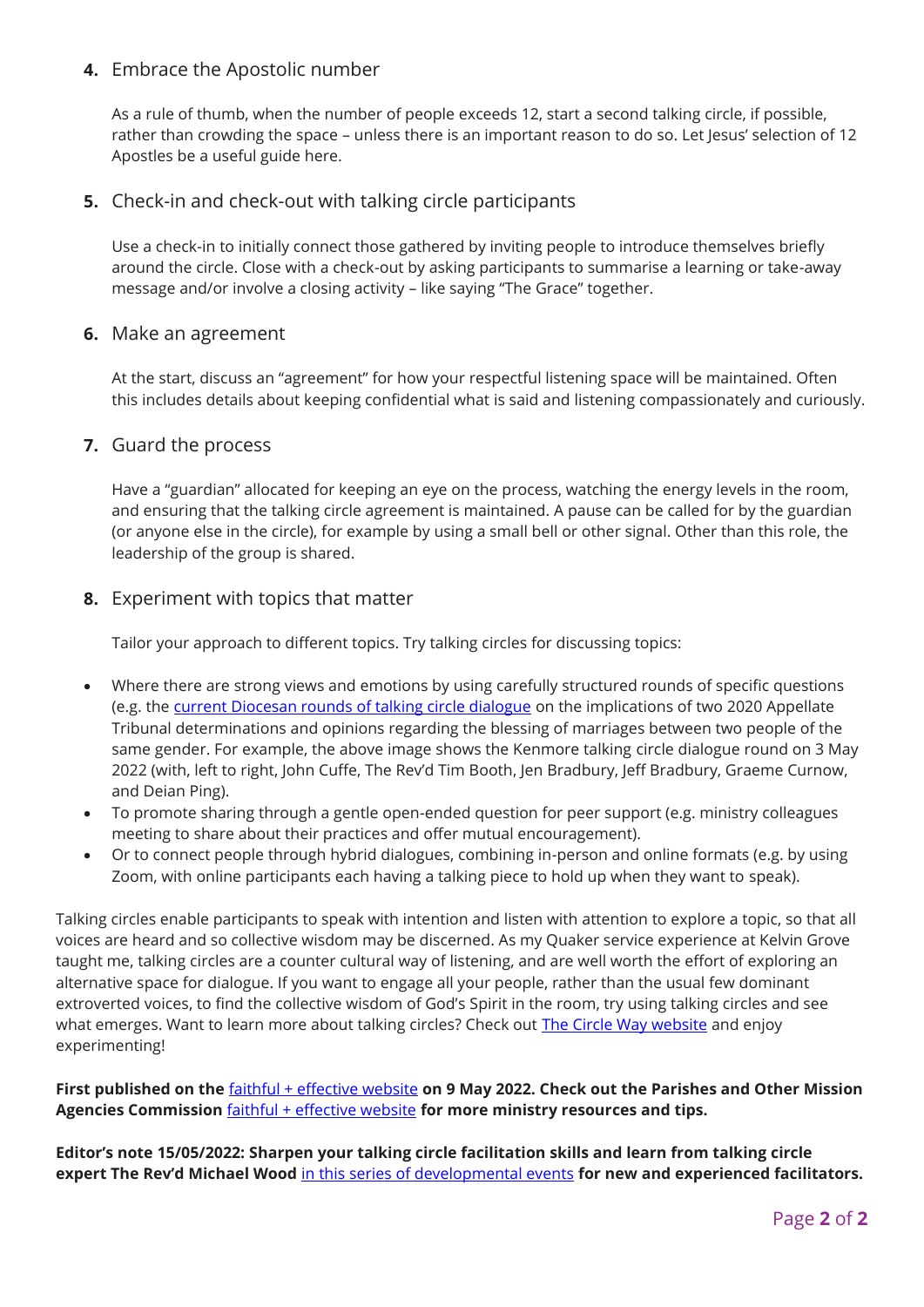4. **Embrace the Apostolic number**

   As a rule of thumb, when the number of people exceeds 12, start a second talking circle, if possible, rather than crowding the space – unless there is an important reason to do so. Let Jesus' selection of 12 Apostles be a useful guide here.

5. **Check-in and check-out with talking circle participants**

   Use a check-in to initially connect those gathered by inviting people to introduce themselves briefly around the circle. Close with a check-out by asking participants to summarise a learning or take-away message and/or involve a closing activity – like saying "The Grace" together.

6. **Make an agreement**

   At the start, discuss an "agreement" for how your respectful listening space will be maintained. Often this includes details about keeping confidential what is said and listening compassionately and curiously.

7. **Guard the process**

   Have a "guardian" allocated for keeping an eye on the process, watching the energy levels in the room, and ensuring that the talking circle agreement is maintained. A pause can be called for by the guardian (or anyone else in the circle), for example by using a small bell or other signal. Other than this role, the leadership of the group is shared.

8. **Experiment with topics that matter**

   Tailor your approach to different topics. Try talking circles for discussing topics:

- Where there are strong views and emotions by using carefully structured rounds of specific questions (e.g. the [current Diocesan rounds of talking circle dialogue]() on the implications of two 2020 Appellate Tribunal determinations and opinions regarding the blessing of marriages between two people of the same gender. For example, the above image shows the Kenmore talking circle dialogue round on 3 May 2022 (with, left to right, John Cuffe, The Rev'd Tim Booth, Jen Bradbury, Jeff Bradbury, Graeme Curnow, and Deian Ping).
- To promote sharing through a gentle open-ended question for peer support (e.g. ministry colleagues meeting to share about their practices and offer mutual encouragement).
- Or to connect people through hybrid dialogues, combining in-person and online formats (e.g. by using Zoom, with online participants each having a talking piece to hold up when they want to speak).

Talking circles enable participants to speak with intention and listen with attention to explore a topic, so that all voices are heard and so collective wisdom may be discerned. As my Quaker service experience at Kelvin Grove taught me, talking circles are a counter cultural way of listening, and are well worth the effort of exploring an alternative space for dialogue. If you want to engage all your people, rather than the usual few dominant extroverted voices, to find the collective wisdom of God's Spirit in the room, try using talking circles and see what emerges. Want to learn more about talking circles? Check out [The Circle Way website]() and enjoy experimenting!

**First published on the** [faithful + effective website]() **on 9 May 2022. Check out the Parishes and Other Mission Agencies Commission** [faithful + effective website]() **for more ministry resources and tips.**

**Editor's note 15/05/2022: Sharpen your talking circle facilitation skills and learn from talking circle expert The Rev'd Michael Wood** [in this series of developmental events]() **for new and experienced facilitators.**